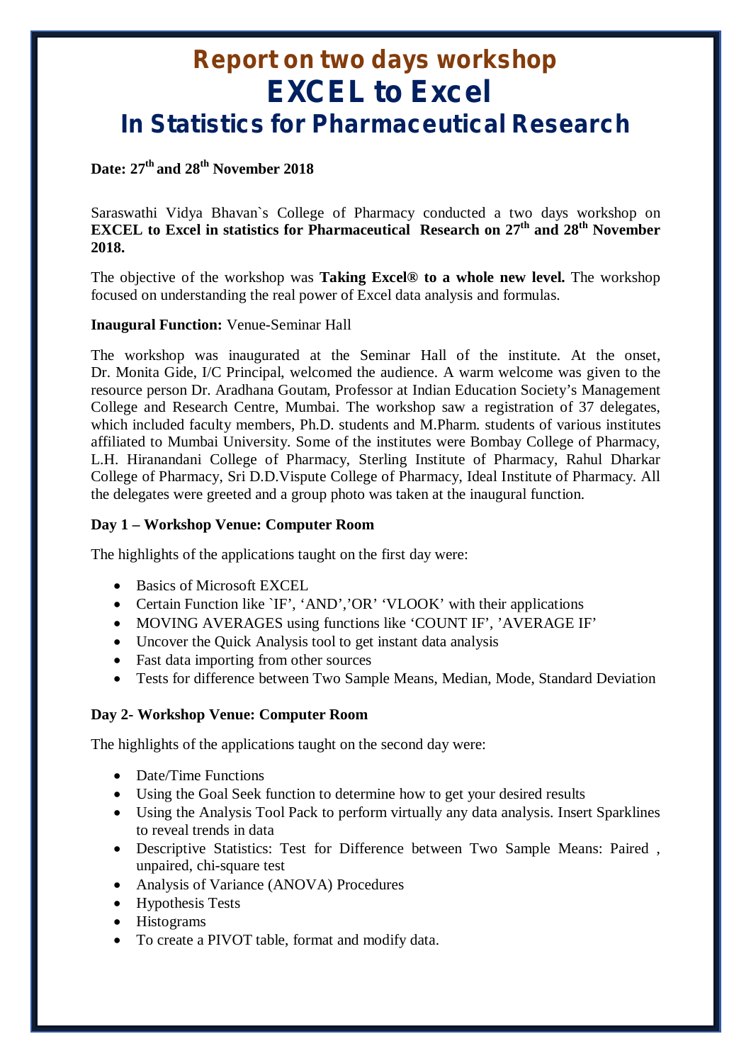# Report on two days workshop
# EXCEL to Excel
## In Statistics for Pharmaceutical Research

**Date: 27th and 28th November 2018**

Saraswathi Vidya Bhavan`s College of Pharmacy conducted a two days workshop on **EXCEL to Excel in statistics for Pharmaceutical Research on 27th and 28th November 2018.**

The objective of the workshop was **Taking Excel® to a whole new level.** The workshop focused on understanding the real power of Excel data analysis and formulas.

**Inaugural Function:** Venue-Seminar Hall

The workshop was inaugurated at the Seminar Hall of the institute. At the onset, Dr. Monita Gide, I/C Principal, welcomed the audience. A warm welcome was given to the resource person Dr. Aradhana Goutam, Professor at Indian Education Society's Management College and Research Centre, Mumbai. The workshop saw a registration of 37 delegates, which included faculty members, Ph.D. students and M.Pharm. students of various institutes affiliated to Mumbai University. Some of the institutes were Bombay College of Pharmacy, L.H. Hiranandani College of Pharmacy, Sterling Institute of Pharmacy, Rahul Dharkar College of Pharmacy, Sri D.D.Vispute College of Pharmacy, Ideal Institute of Pharmacy. All the delegates were greeted and a group photo was taken at the inaugural function.

**Day 1 – Workshop Venue: Computer Room**

The highlights of the applications taught on the first day were:

- Basics of Microsoft EXCEL
- Certain Function like `IF', 'AND','OR' 'VLOOK' with their applications
- MOVING AVERAGES using functions like 'COUNT IF', 'AVERAGE IF'
- Uncover the Quick Analysis tool to get instant data analysis
- Fast data importing from other sources
- Tests for difference between Two Sample Means, Median, Mode, Standard Deviation

**Day 2- Workshop Venue: Computer Room**

The highlights of the applications taught on the second day were:

- Date/Time Functions
- Using the Goal Seek function to determine how to get your desired results
- Using the Analysis Tool Pack to perform virtually any data analysis. Insert Sparklines to reveal trends in data
- Descriptive Statistics: Test for Difference between Two Sample Means: Paired , unpaired, chi-square test
- Analysis of Variance (ANOVA) Procedures
- Hypothesis Tests
- Histograms
- To create a PIVOT table, format and modify data.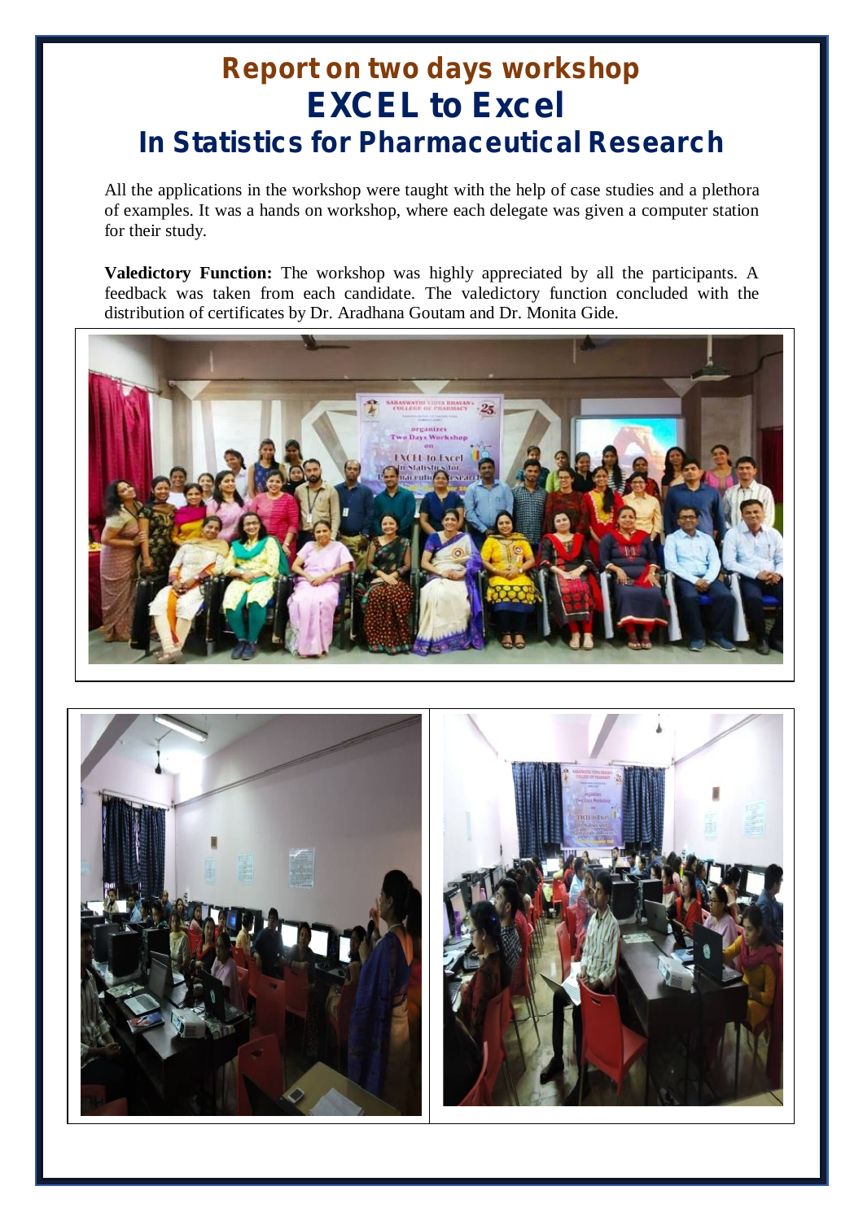# Report on two days workshop
# EXCEL to Excel
## In Statistics for Pharmaceutical Research

All the applications in the workshop were taught with the help of case studies and a plethora of examples. It was a hands on workshop, where each delegate was given a computer station for their study.

**Valedictory Function:** The workshop was highly appreciated by all the participants. A feedback was taken from each candidate. The valedictory function concluded with the distribution of certificates by Dr. Aradhana Goutam and Dr. Monita Gide.